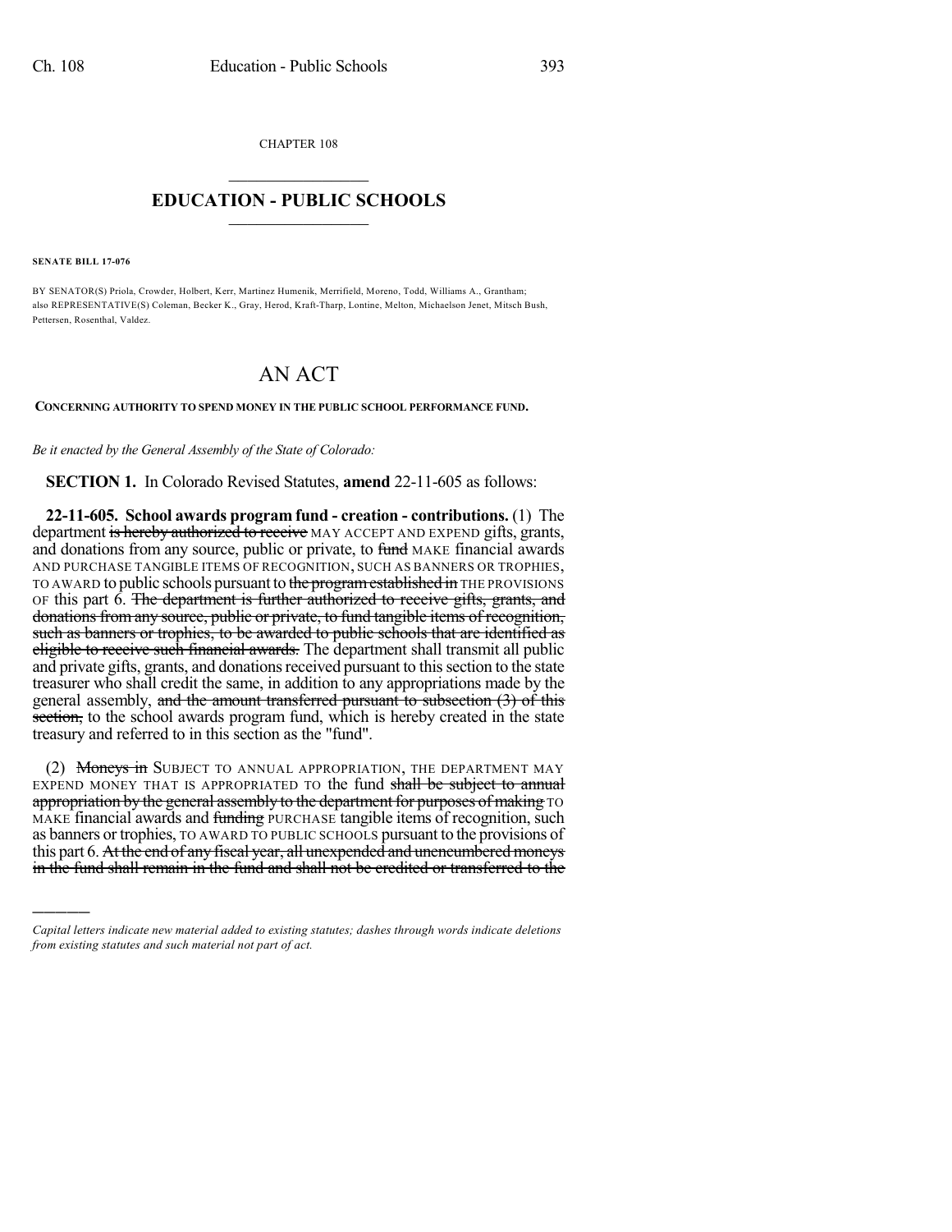CHAPTER 108

# EDUCATION - PUBLIC SCHOOLS

**SENATE BILL 17-076**

BY SENATOR(S) Priola, Crowder, Holbert, Kerr, Martinez Humenik, Merrifield, Moreno, Todd, Williams A., Grantham; also REPRESENTATIVE(S) Coleman, Becker K., Gray, Herod, Kraft-Tharp, Lontine, Melton, Michaelson Jenet, Mitsch Bush, Pettersen, Rosenthal, Valdez.

# AN ACT

**CONCERNING AUTHORITY TO SPEND MONEY IN THE PUBLIC SCHOOL PERFORMANCE FUND.**

*Be it enacted by the General Assembly of the State of Colorado:*

**SECTION 1.** In Colorado Revised Statutes, **amend** 22-11-605 as follows:

**22-11-605. School awards program fund - creation - contributions.** (1) The department ~~is hereby authorized to receive~~ MAY ACCEPT AND EXPEND gifts, grants, and donations from any source, public or private, to ~~fund~~ MAKE financial awards AND PURCHASE TANGIBLE ITEMS OF RECOGNITION, SUCH AS BANNERS OR TROPHIES, TO AWARD to public schools pursuant to ~~the program established in~~ THE PROVISIONS OF this part 6. ~~The department is further authorized to receive gifts, grants, and donations from any source, public or private, to fund tangible items of recognition, such as banners or trophies, to be awarded to public schools that are identified as eligible to receive such financial awards.~~ The department shall transmit all public and private gifts, grants, and donations received pursuant to this section to the state treasurer who shall credit the same, in addition to any appropriations made by the general assembly, ~~and the amount transferred pursuant to subsection (3) of this section,~~ to the school awards program fund, which is hereby created in the state treasury and referred to in this section as the "fund".

(2) ~~Moneys in~~ SUBJECT TO ANNUAL APPROPRIATION, THE DEPARTMENT MAY EXPEND MONEY THAT IS APPROPRIATED TO the fund ~~shall be subject to annual appropriation by the general assembly to the department for purposes of making~~ TO MAKE financial awards and ~~funding~~ PURCHASE tangible items of recognition, such as banners or trophies, TO AWARD TO PUBLIC SCHOOLS pursuant to the provisions of this part 6. ~~At the end of any fiscal year, all unexpended and unencumbered moneys in the fund shall remain in the fund and shall not be credited or transferred to the~~

---

*Capital letters indicate new material added to existing statutes; dashes through words indicate deletions from existing statutes and such material not part of act.*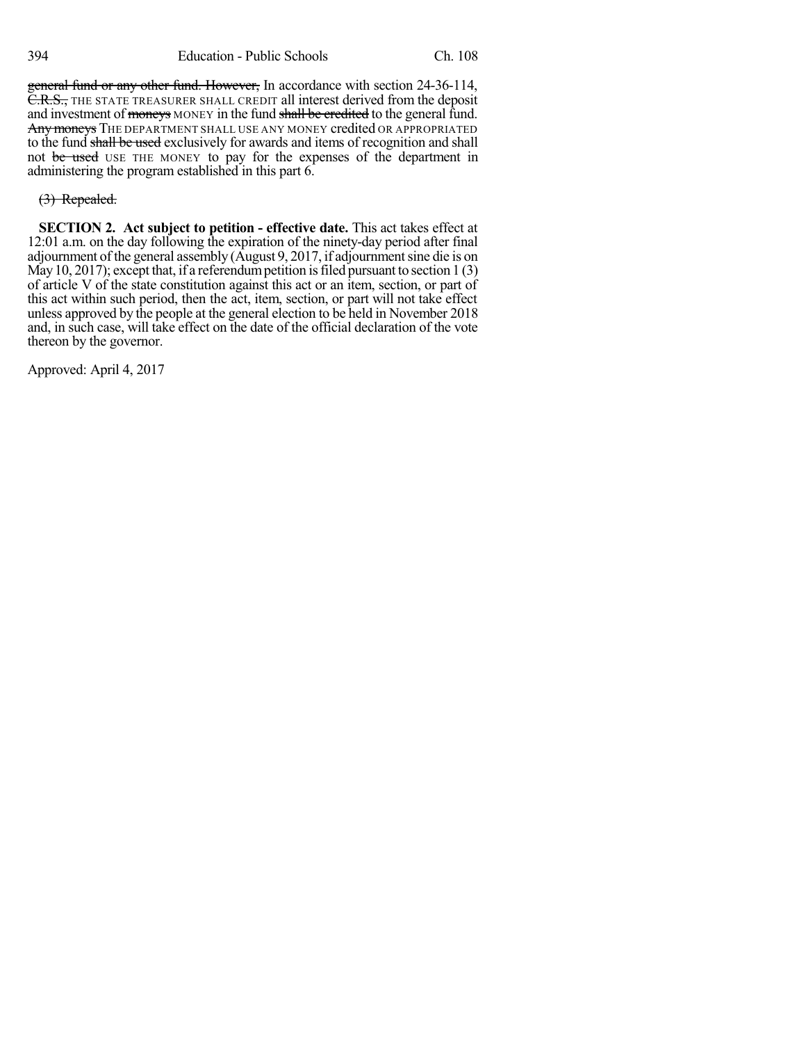~~general fund or any other fund. However,~~ In accordance with section 24-36-114, ~~C.R.S.,~~ THE STATE TREASURER SHALL CREDIT all interest derived from the deposit and investment of ~~moneys~~ MONEY in the fund ~~shall be credited~~ to the general fund. ~~Any moneys~~ THE DEPARTMENT SHALL USE ANY MONEY credited OR APPROPRIATED to the fund ~~shall be used~~ exclusively for awards and items of recognition and shall not ~~be used~~ USE THE MONEY to pay for the expenses of the department in administering the program established in this part 6.

~~(3) Repealed.~~

**SECTION 2. Act subject to petition - effective date.** This act takes effect at 12:01 a.m. on the day following the expiration of the ninety-day period after final adjournment of the general assembly (August 9, 2017, if adjournment sine die is on May 10, 2017); except that, if a referendum petition is filed pursuant to section 1 (3) of article V of the state constitution against this act or an item, section, or part of this act within such period, then the act, item, section, or part will not take effect unless approved by the people at the general election to be held in November 2018 and, in such case, will take effect on the date of the official declaration of the vote thereon by the governor.

Approved: April 4, 2017